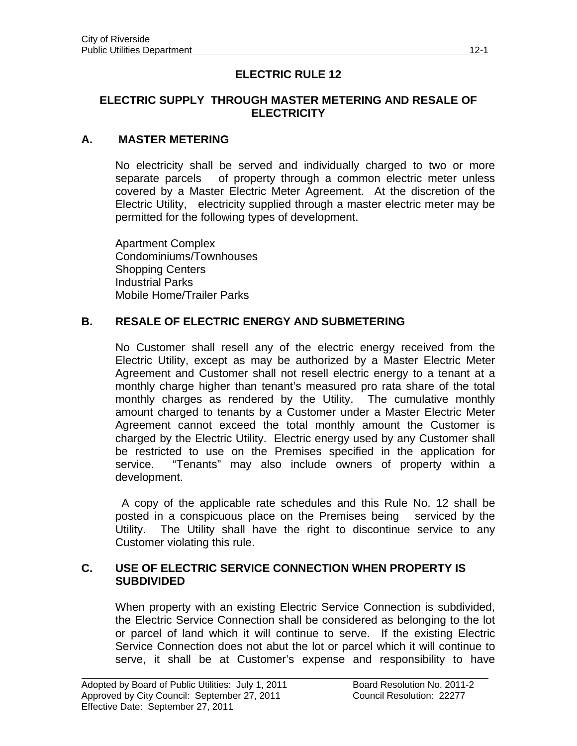# ELECTRIC RULE 12

## ELECTRIC SUPPLY THROUGH MASTER METERING AND RESALE OF ELECTRICITY

### A. MASTER METERING

No electricity shall be served and individually charged to two or more separate parcels of property through a common electric meter unless covered by a Master Electric Meter Agreement. At the discretion of the Electric Utility, electricity supplied through a master electric meter may be permitted for the following types of development.

Apartment Complex
Condominiums/Townhouses
Shopping Centers
Industrial Parks
Mobile Home/Trailer Parks

### B. RESALE OF ELECTRIC ENERGY AND SUBMETERING

No Customer shall resell any of the electric energy received from the Electric Utility, except as may be authorized by a Master Electric Meter Agreement and Customer shall not resell electric energy to a tenant at a monthly charge higher than tenant's measured pro rata share of the total monthly charges as rendered by the Utility. The cumulative monthly amount charged to tenants by a Customer under a Master Electric Meter Agreement cannot exceed the total monthly amount the Customer is charged by the Electric Utility. Electric energy used by any Customer shall be restricted to use on the Premises specified in the application for service. "Tenants" may also include owners of property within a development.

A copy of the applicable rate schedules and this Rule No. 12 shall be posted in a conspicuous place on the Premises being serviced by the Utility. The Utility shall have the right to discontinue service to any Customer violating this rule.

### C. USE OF ELECTRIC SERVICE CONNECTION WHEN PROPERTY IS SUBDIVIDED

When property with an existing Electric Service Connection is subdivided, the Electric Service Connection shall be considered as belonging to the lot or parcel of land which it will continue to serve. If the existing Electric Service Connection does not abut the lot or parcel which it will continue to serve, it shall be at Customer's expense and responsibility to have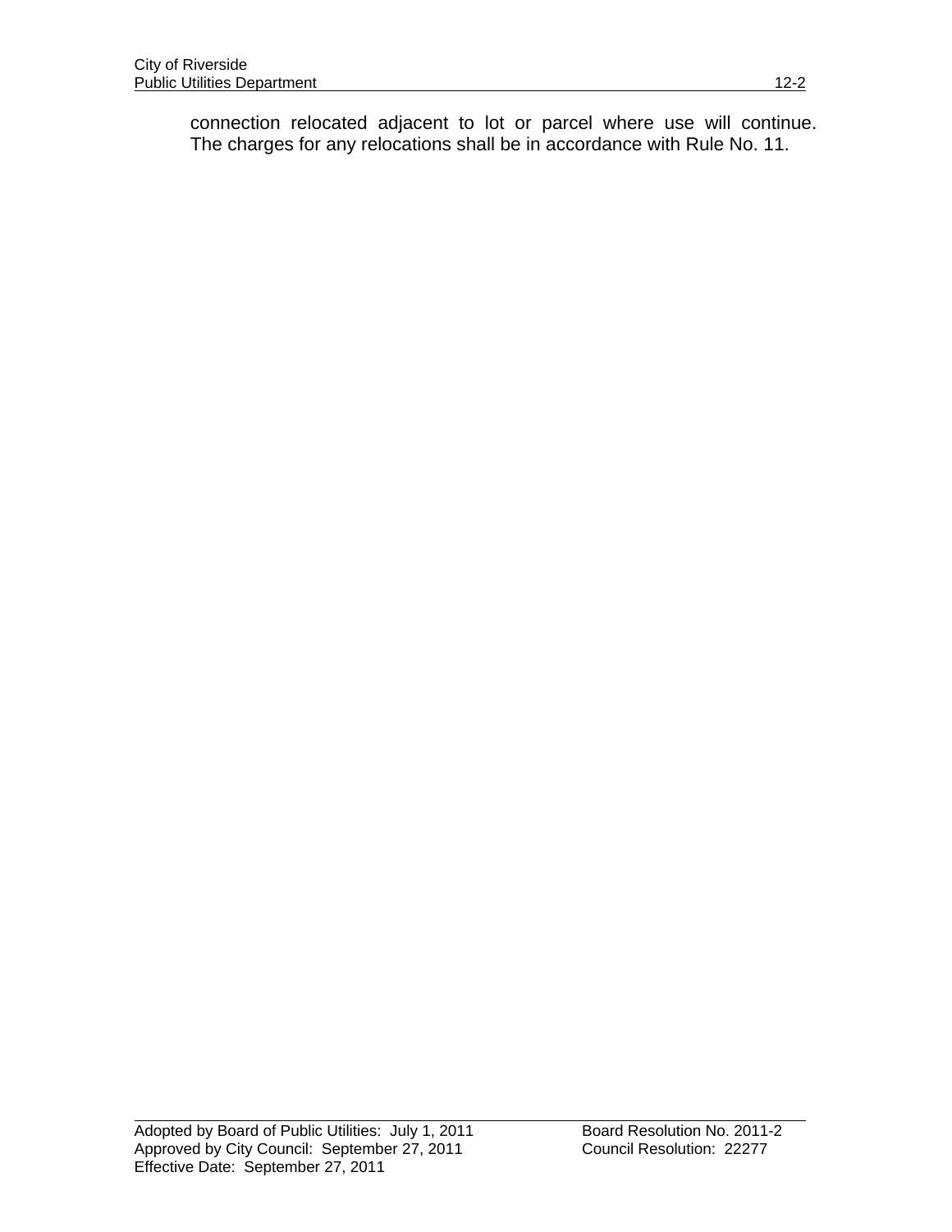connection relocated adjacent to lot or parcel where use will continue. The charges for any relocations shall be in accordance with Rule No. 11.